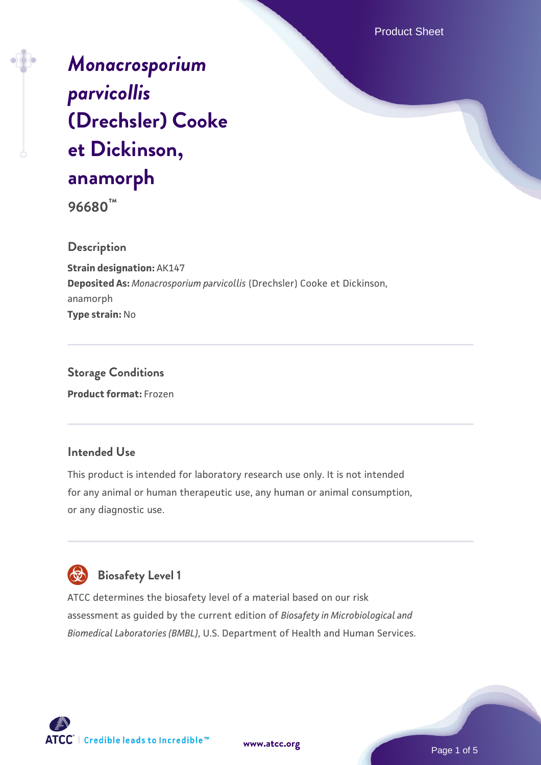# *Monacrosporium parvicollis* (Drechsler) Cooke et Dickinson, anamorph

**96680™**

## Description

**Strain designation:** AK147
**Deposited As:** *Monacrosporium parvicollis* (Drechsler) Cooke et Dickinson, anamorph
**Type strain:** No

## Storage Conditions

**Product format:** Frozen

## Intended Use

This product is intended for laboratory research use only. It is not intended for any animal or human therapeutic use, any human or animal consumption, or any diagnostic use.

## Biosafety Level 1

ATCC determines the biosafety level of a material based on our risk assessment as guided by the current edition of *Biosafety in Microbiological and Biomedical Laboratories (BMBL)*, U.S. Department of Health and Human Services.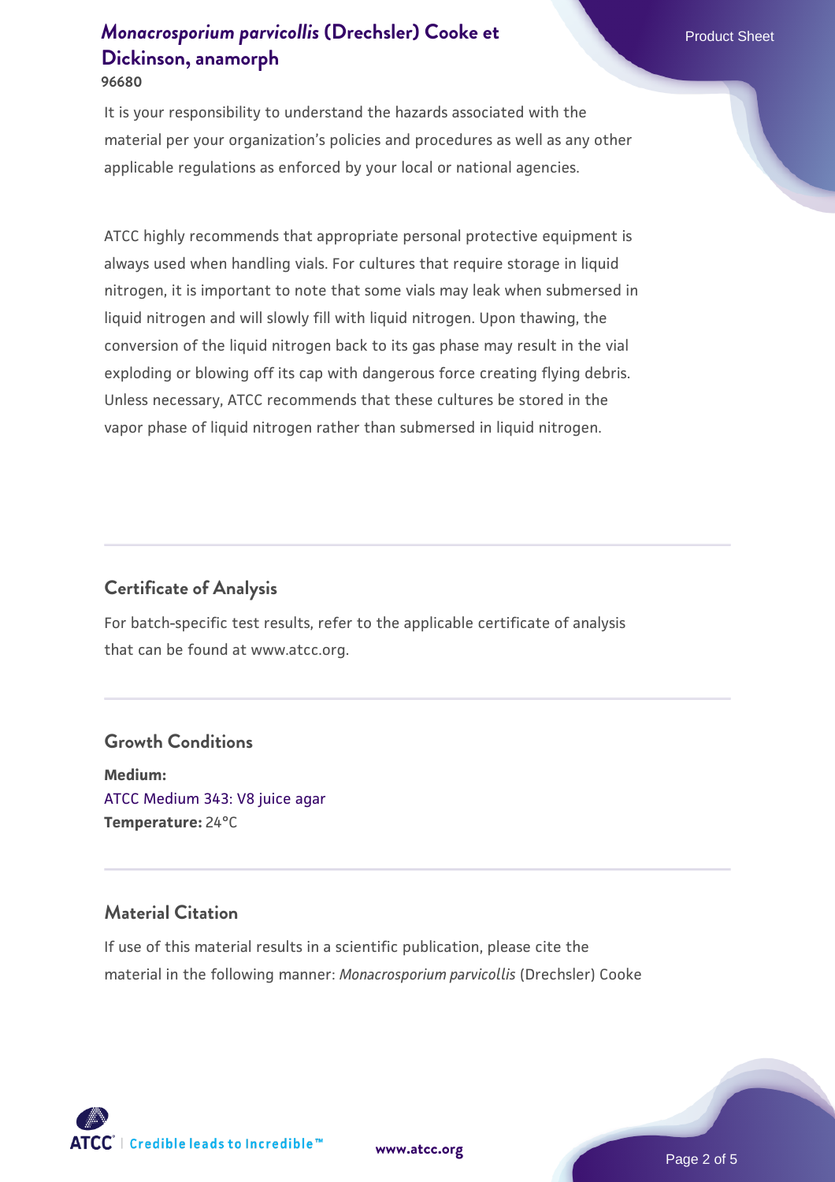It is your responsibility to understand the hazards associated with the material per your organization's policies and procedures as well as any other applicable regulations as enforced by your local or national agencies.

ATCC highly recommends that appropriate personal protective equipment is always used when handling vials. For cultures that require storage in liquid nitrogen, it is important to note that some vials may leak when submersed in liquid nitrogen and will slowly fill with liquid nitrogen. Upon thawing, the conversion of the liquid nitrogen back to its gas phase may result in the vial exploding or blowing off its cap with dangerous force creating flying debris. Unless necessary, ATCC recommends that these cultures be stored in the vapor phase of liquid nitrogen rather than submersed in liquid nitrogen.

## Certificate of Analysis

For batch-specific test results, refer to the applicable certificate of analysis that can be found at www.atcc.org.

## Growth Conditions

**Medium:**
ATCC Medium 343: V8 juice agar
**Temperature:** 24°C

## Material Citation

If use of this material results in a scientific publication, please cite the material in the following manner: *Monacrosporium parvicollis* (Drechsler) Cooke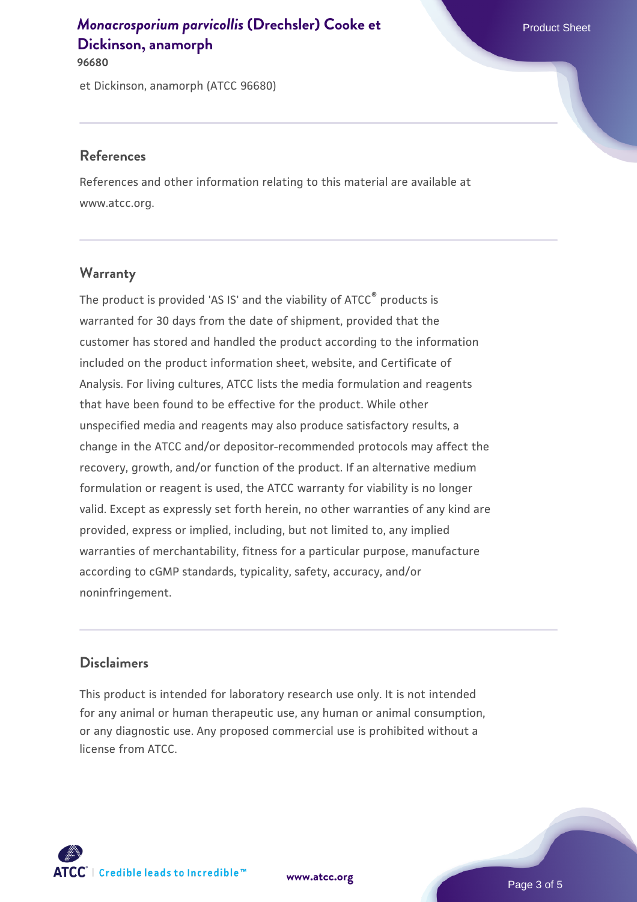et Dickinson, anamorph (ATCC 96680)

## References

References and other information relating to this material are available at www.atcc.org.

## Warranty

The product is provided 'AS IS' and the viability of ATCC® products is warranted for 30 days from the date of shipment, provided that the customer has stored and handled the product according to the information included on the product information sheet, website, and Certificate of Analysis. For living cultures, ATCC lists the media formulation and reagents that have been found to be effective for the product. While other unspecified media and reagents may also produce satisfactory results, a change in the ATCC and/or depositor-recommended protocols may affect the recovery, growth, and/or function of the product. If an alternative medium formulation or reagent is used, the ATCC warranty for viability is no longer valid. Except as expressly set forth herein, no other warranties of any kind are provided, express or implied, including, but not limited to, any implied warranties of merchantability, fitness for a particular purpose, manufacture according to cGMP standards, typicality, safety, accuracy, and/or noninfringement.

## Disclaimers

This product is intended for laboratory research use only. It is not intended for any animal or human therapeutic use, any human or animal consumption, or any diagnostic use. Any proposed commercial use is prohibited without a license from ATCC.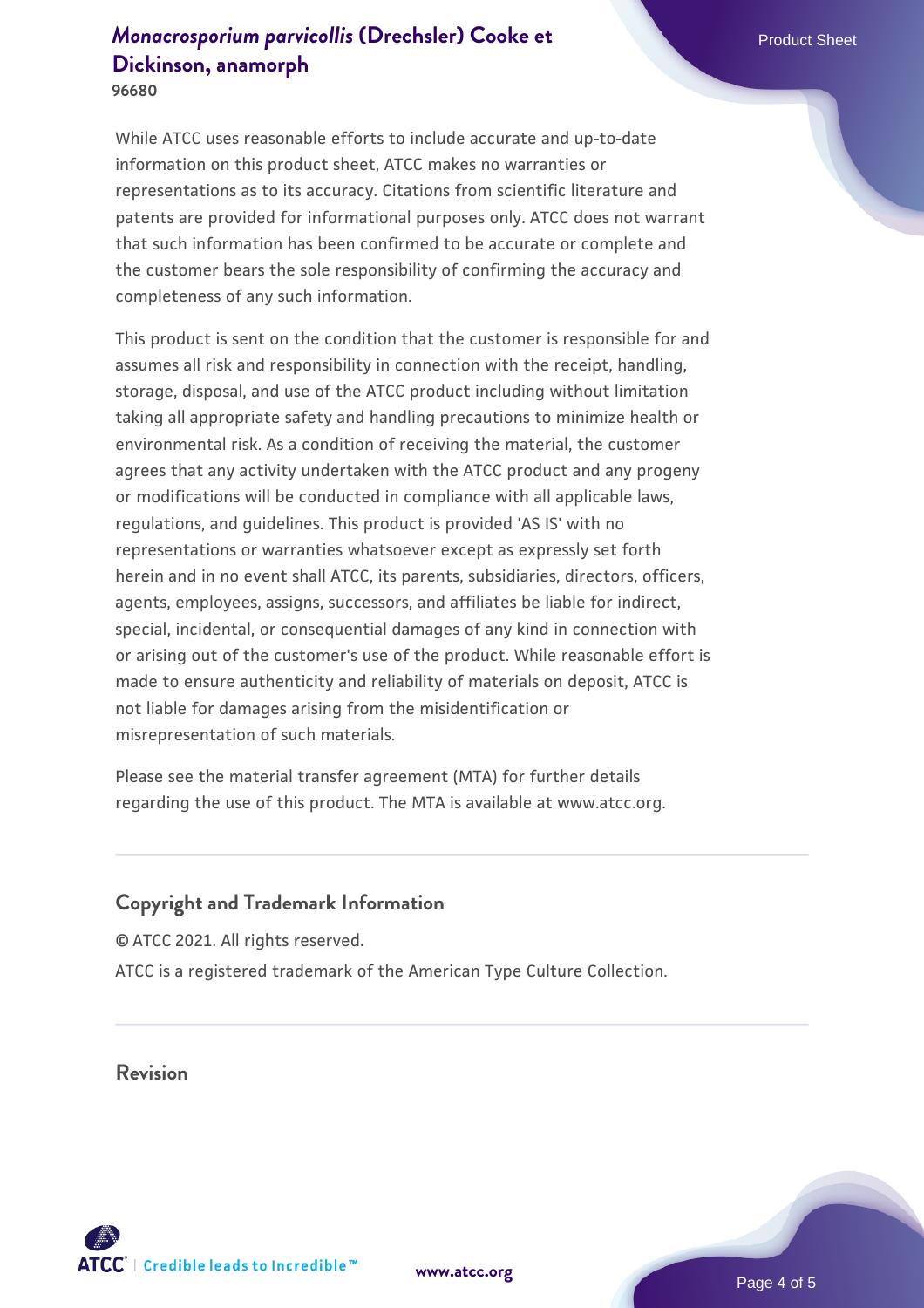While ATCC uses reasonable efforts to include accurate and up-to-date information on this product sheet, ATCC makes no warranties or representations as to its accuracy. Citations from scientific literature and patents are provided for informational purposes only. ATCC does not warrant that such information has been confirmed to be accurate or complete and the customer bears the sole responsibility of confirming the accuracy and completeness of any such information.

This product is sent on the condition that the customer is responsible for and assumes all risk and responsibility in connection with the receipt, handling, storage, disposal, and use of the ATCC product including without limitation taking all appropriate safety and handling precautions to minimize health or environmental risk. As a condition of receiving the material, the customer agrees that any activity undertaken with the ATCC product and any progeny or modifications will be conducted in compliance with all applicable laws, regulations, and guidelines. This product is provided 'AS IS' with no representations or warranties whatsoever except as expressly set forth herein and in no event shall ATCC, its parents, subsidiaries, directors, officers, agents, employees, assigns, successors, and affiliates be liable for indirect, special, incidental, or consequential damages of any kind in connection with or arising out of the customer's use of the product. While reasonable effort is made to ensure authenticity and reliability of materials on deposit, ATCC is not liable for damages arising from the misidentification or misrepresentation of such materials.

Please see the material transfer agreement (MTA) for further details regarding the use of this product. The MTA is available at www.atcc.org.

## Copyright and Trademark Information

© ATCC 2021. All rights reserved.

ATCC is a registered trademark of the American Type Culture Collection.

## Revision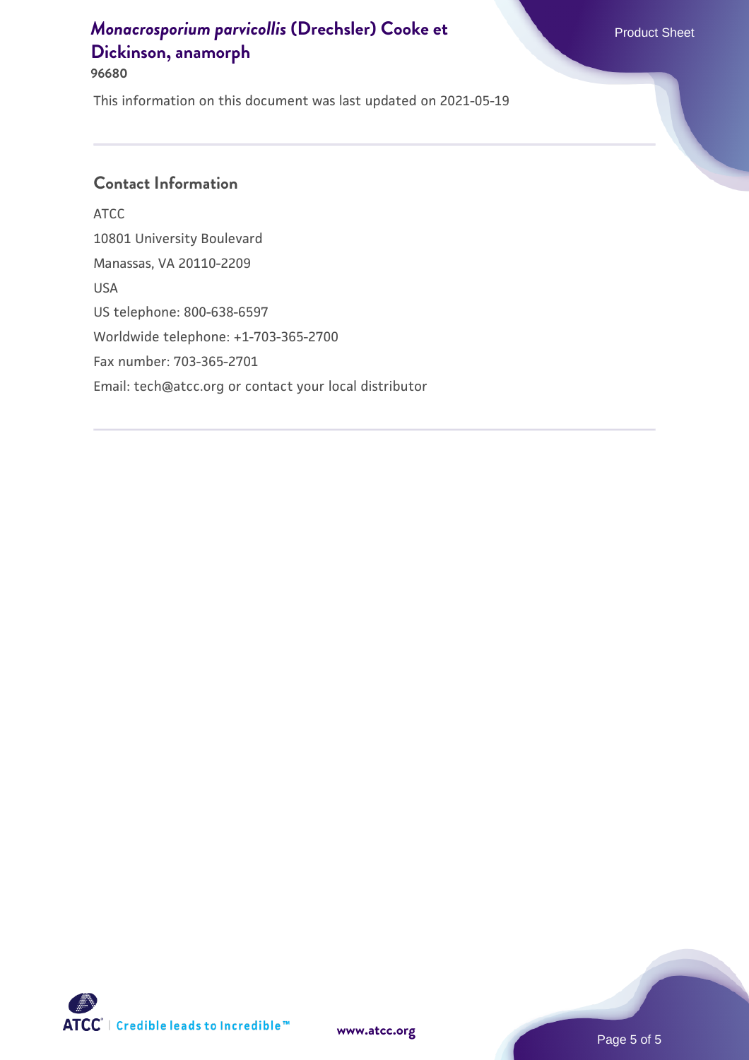This information on this document was last updated on 2021-05-19

## Contact Information

ATCC
10801 University Boulevard
Manassas, VA 20110-2209
USA
US telephone: 800-638-6597
Worldwide telephone: +1-703-365-2700
Fax number: 703-365-2701
Email: tech@atcc.org or contact your local distributor